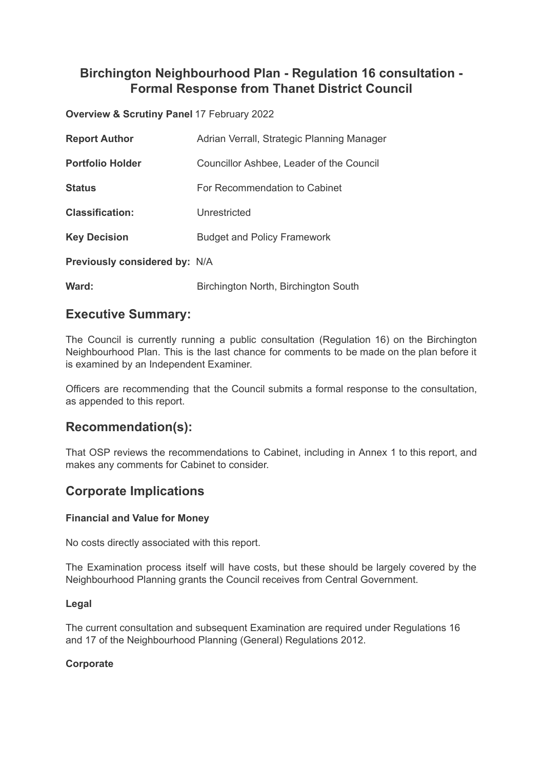# Birchington Neighbourhood Plan - Regulation 16 consultation - Formal Response from Thanet District Council

**Overview & Scrutiny Panel** 17 February 2022

**Report Author** Adrian Verrall, Strategic Planning Manager

**Portfolio Holder** Councillor Ashbee, Leader of the Council

**Status** For Recommendation to Cabinet

**Classification:** Unrestricted

**Key Decision** Budget and Policy Framework

**Previously considered by:** N/A

**Ward:** Birchington North, Birchington South

## Executive Summary:

The Council is currently running a public consultation (Regulation 16) on the Birchington Neighbourhood Plan. This is the last chance for comments to be made on the plan before it is examined by an Independent Examiner.

Officers are recommending that the Council submits a formal response to the consultation, as appended to this report.

## Recommendation(s):

That OSP reviews the recommendations to Cabinet, including in Annex 1 to this report, and makes any comments for Cabinet to consider.

## Corporate Implications

### Financial and Value for Money

No costs directly associated with this report.

The Examination process itself will have costs, but these should be largely covered by the Neighbourhood Planning grants the Council receives from Central Government.

### Legal

The current consultation and subsequent Examination are required under Regulations 16 and 17 of the Neighbourhood Planning (General) Regulations 2012.

### Corporate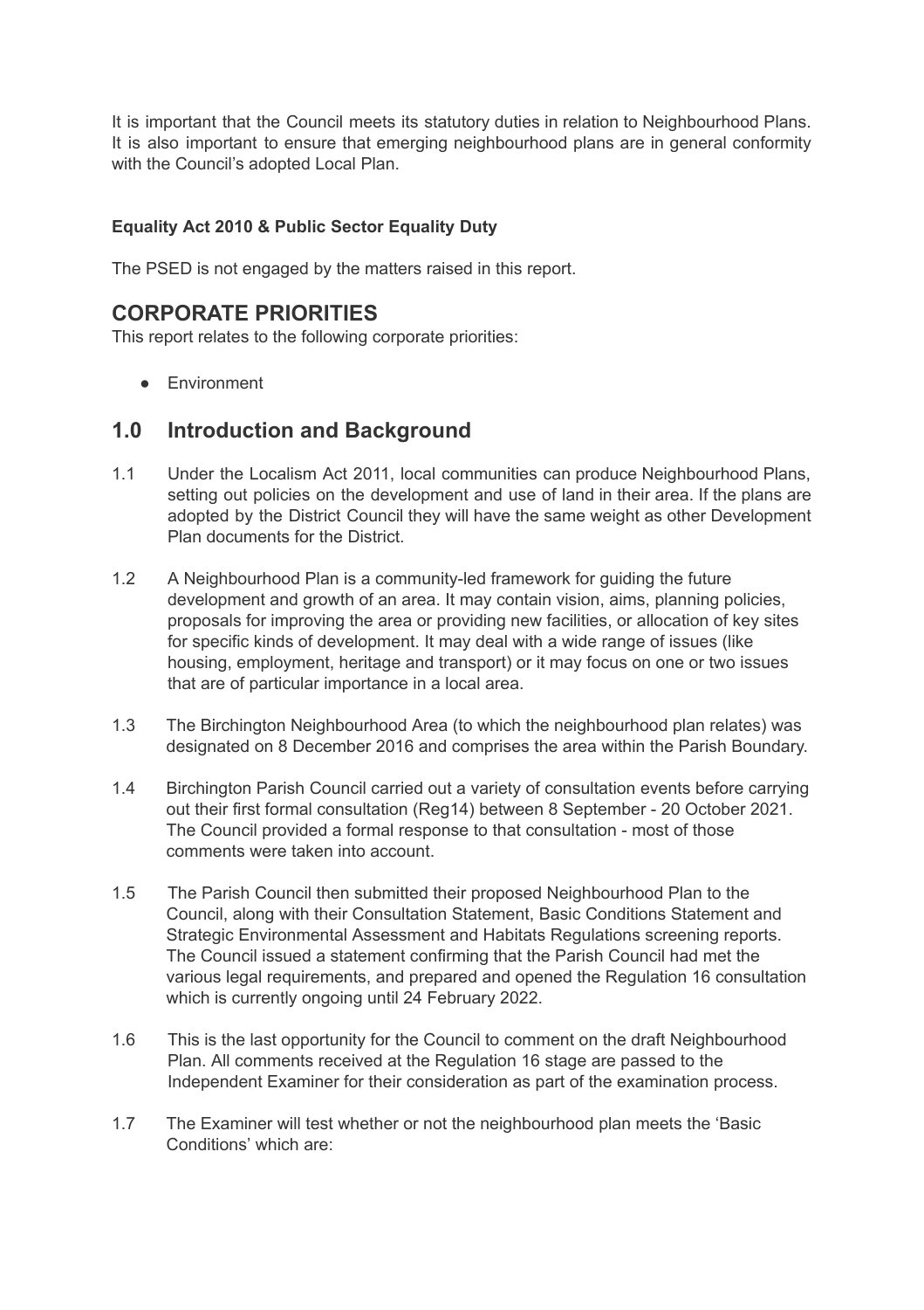It is important that the Council meets its statutory duties in relation to Neighbourhood Plans. It is also important to ensure that emerging neighbourhood plans are in general conformity with the Council's adopted Local Plan.

**Equality Act 2010 & Public Sector Equality Duty**

The PSED is not engaged by the matters raised in this report.

## CORPORATE PRIORITIES

This report relates to the following corporate priorities:

- Environment

## 1.0 Introduction and Background

1.1 Under the Localism Act 2011, local communities can produce Neighbourhood Plans, setting out policies on the development and use of land in their area. If the plans are adopted by the District Council they will have the same weight as other Development Plan documents for the District.

1.2 A Neighbourhood Plan is a community-led framework for guiding the future development and growth of an area. It may contain vision, aims, planning policies, proposals for improving the area or providing new facilities, or allocation of key sites for specific kinds of development. It may deal with a wide range of issues (like housing, employment, heritage and transport) or it may focus on one or two issues that are of particular importance in a local area.

1.3 The Birchington Neighbourhood Area (to which the neighbourhood plan relates) was designated on 8 December 2016 and comprises the area within the Parish Boundary.

1.4 Birchington Parish Council carried out a variety of consultation events before carrying out their first formal consultation (Reg14) between 8 September - 20 October 2021. The Council provided a formal response to that consultation - most of those comments were taken into account.

1.5 The Parish Council then submitted their proposed Neighbourhood Plan to the Council, along with their Consultation Statement, Basic Conditions Statement and Strategic Environmental Assessment and Habitats Regulations screening reports. The Council issued a statement confirming that the Parish Council had met the various legal requirements, and prepared and opened the Regulation 16 consultation which is currently ongoing until 24 February 2022.

1.6 This is the last opportunity for the Council to comment on the draft Neighbourhood Plan. All comments received at the Regulation 16 stage are passed to the Independent Examiner for their consideration as part of the examination process.

1.7 The Examiner will test whether or not the neighbourhood plan meets the 'Basic Conditions' which are: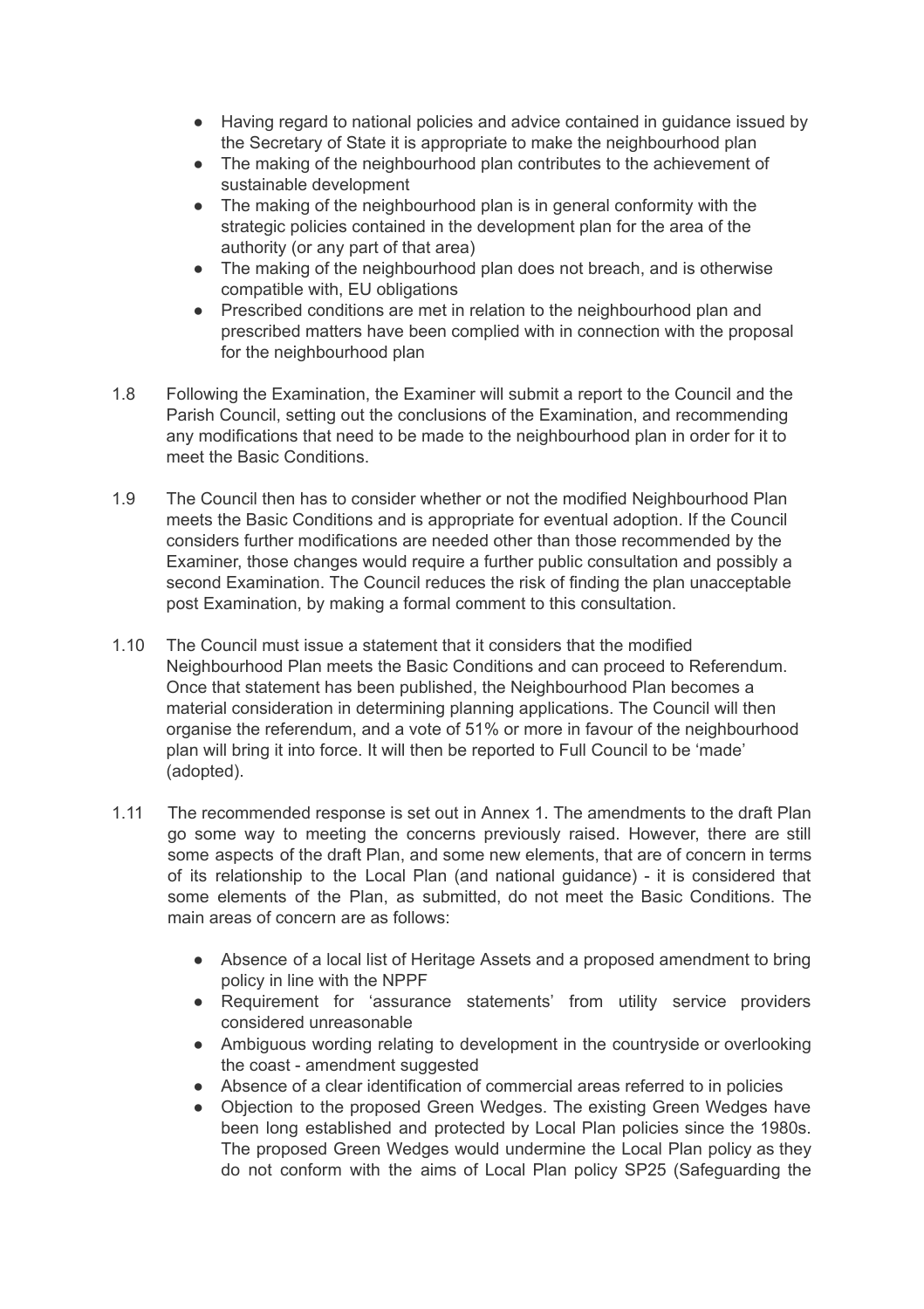- Having regard to national policies and advice contained in guidance issued by the Secretary of State it is appropriate to make the neighbourhood plan
- The making of the neighbourhood plan contributes to the achievement of sustainable development
- The making of the neighbourhood plan is in general conformity with the strategic policies contained in the development plan for the area of the authority (or any part of that area)
- The making of the neighbourhood plan does not breach, and is otherwise compatible with, EU obligations
- Prescribed conditions are met in relation to the neighbourhood plan and prescribed matters have been complied with in connection with the proposal for the neighbourhood plan

1.8 Following the Examination, the Examiner will submit a report to the Council and the Parish Council, setting out the conclusions of the Examination, and recommending any modifications that need to be made to the neighbourhood plan in order for it to meet the Basic Conditions.

1.9 The Council then has to consider whether or not the modified Neighbourhood Plan meets the Basic Conditions and is appropriate for eventual adoption. If the Council considers further modifications are needed other than those recommended by the Examiner, those changes would require a further public consultation and possibly a second Examination. The Council reduces the risk of finding the plan unacceptable post Examination, by making a formal comment to this consultation.

1.10 The Council must issue a statement that it considers that the modified Neighbourhood Plan meets the Basic Conditions and can proceed to Referendum. Once that statement has been published, the Neighbourhood Plan becomes a material consideration in determining planning applications. The Council will then organise the referendum, and a vote of 51% or more in favour of the neighbourhood plan will bring it into force. It will then be reported to Full Council to be 'made' (adopted).

1.11 The recommended response is set out in Annex 1. The amendments to the draft Plan go some way to meeting the concerns previously raised. However, there are still some aspects of the draft Plan, and some new elements, that are of concern in terms of its relationship to the Local Plan (and national guidance) - it is considered that some elements of the Plan, as submitted, do not meet the Basic Conditions. The main areas of concern are as follows:

- Absence of a local list of Heritage Assets and a proposed amendment to bring policy in line with the NPPF
- Requirement for 'assurance statements' from utility service providers considered unreasonable
- Ambiguous wording relating to development in the countryside or overlooking the coast - amendment suggested
- Absence of a clear identification of commercial areas referred to in policies
- Objection to the proposed Green Wedges. The existing Green Wedges have been long established and protected by Local Plan policies since the 1980s. The proposed Green Wedges would undermine the Local Plan policy as they do not conform with the aims of Local Plan policy SP25 (Safeguarding the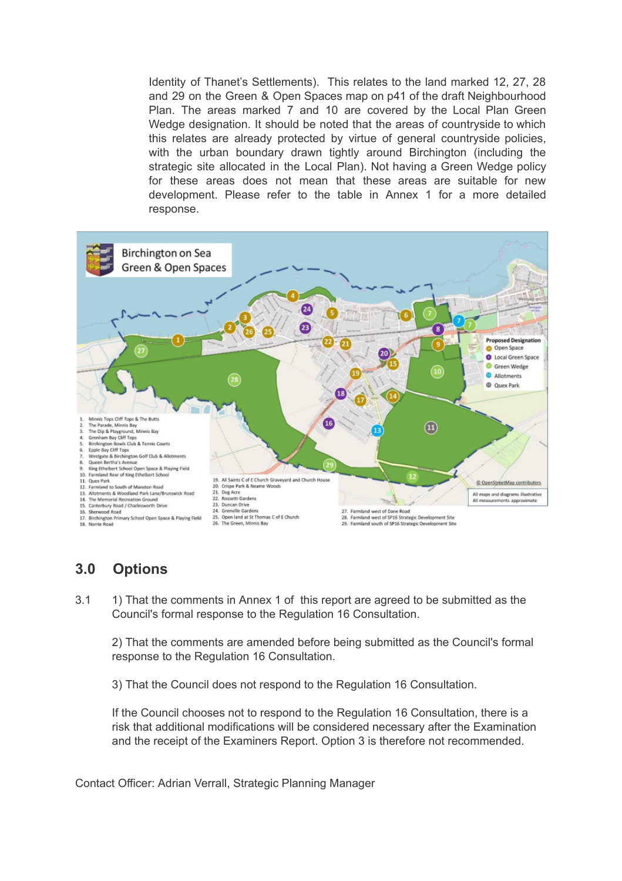Identity of Thanet's Settlements). This relates to the land marked 12, 27, 28 and 29 on the Green & Open Spaces map on p41 of the draft Neighbourhood Plan. The areas marked 7 and 10 are covered by the Local Plan Green Wedge designation. It should be noted that the areas of countryside to which this relates are already protected by virtue of general countryside policies, with the urban boundary drawn tightly around Birchington (including the strategic site allocated in the Local Plan). Not having a Green Wedge policy for these areas does not mean that these areas are suitable for new development. Please refer to the table in Annex 1 for a more detailed response.

**Birchington on Sea Green & Open Spaces**

Proposed Designation
- Open Space
- Local Green Space
- Green Wedge
- Allotments
- Quex Park

1. Minnis Tops Cliff Tops & The Butts
2. The Parade, Minnis Bay
3. The Dip & Playground, Minnis Bay
4. Grenham Bay Cliff Tops
5. Birchington Bowls Club & Tennis Courts
6. Epple Bay Cliff Tops
7. Westgate & Birchington Golf Club & Allotments
8. Queen Bertha's Avenue
9. King Ethelbert School Open Space & Playing Field
10. Farmland Rear of King Ethelbert School
11. Quex Park
12. Farmland to South of Manston Road
13. Allotments & Woodland Park Lane/Brunswick Road
14. The Memorial Recreation Ground
15. Canterbury Road / Charlesworth Drive
16. Sherwood Road
17. Birchington Primary School Open Space & Playing Field
18. Norrie Road
19. All Saints C of E Church Graveyard and Church House
20. Crispe Park & Neame Woods
21. Dog Acre
22. Rossetti Gardens
23. Duncan Drive
24. Grenville Gardens
25. Open land at St Thomas C of E Church
26. The Green, Minnis Bay
27. Farmland west of Dane Road
28. Farmland west of SP16 Strategic Development Site
29. Farmland south of SP16 Strategic Development Site

© OpenStreetMap contributors

All maps and diagrams illustrative
All measurements approximate

## 3.0 Options

3.1 1) That the comments in Annex 1 of this report are agreed to be submitted as the Council's formal response to the Regulation 16 Consultation.

2) That the comments are amended before being submitted as the Council's formal response to the Regulation 16 Consultation.

3) That the Council does not respond to the Regulation 16 Consultation.

If the Council chooses not to respond to the Regulation 16 Consultation, there is a risk that additional modifications will be considered necessary after the Examination and the receipt of the Examiners Report. Option 3 is therefore not recommended.

Contact Officer: Adrian Verrall, Strategic Planning Manager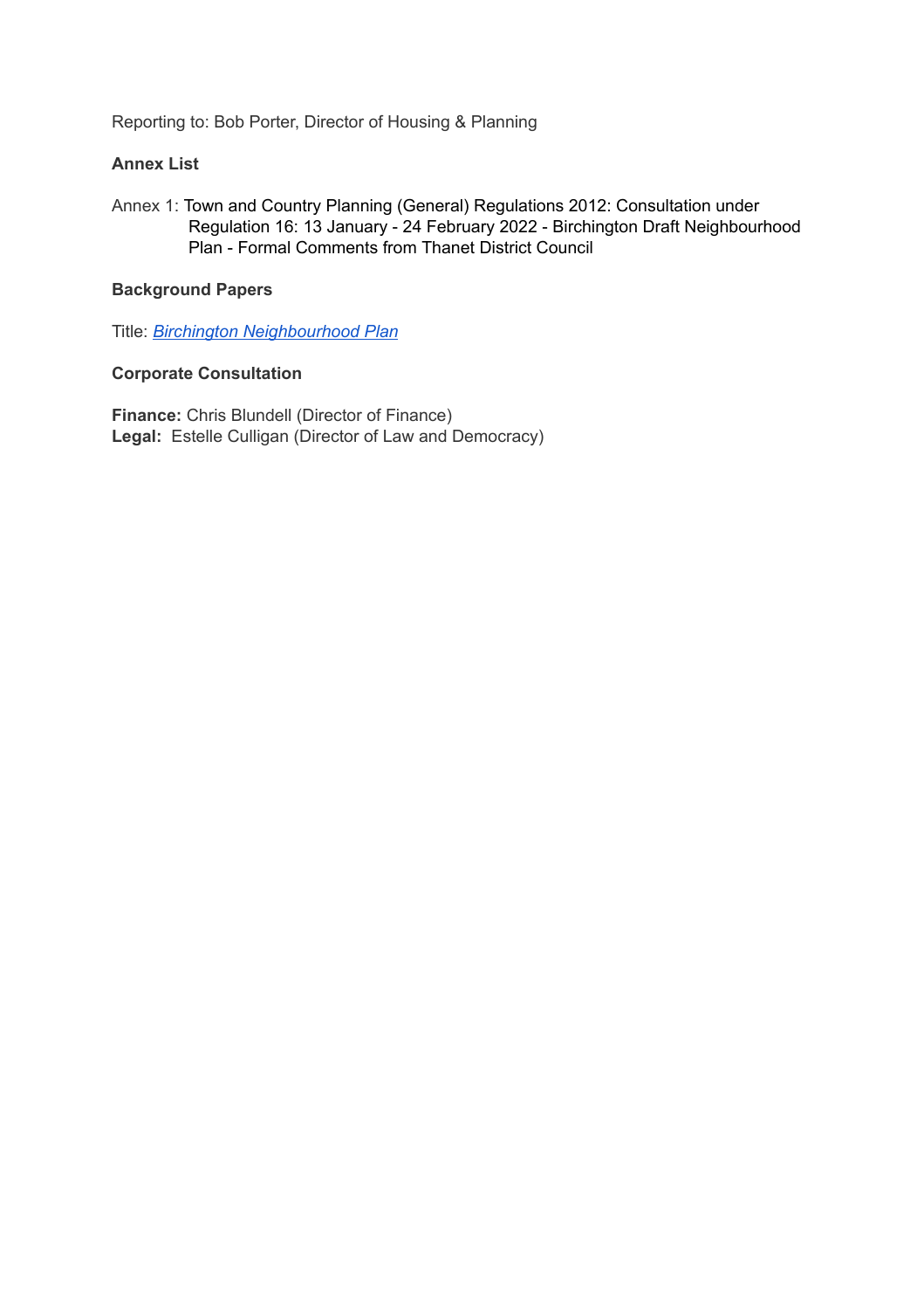Reporting to: Bob Porter, Director of Housing & Planning

**Annex List**

Annex 1: Town and Country Planning (General) Regulations 2012: Consultation under Regulation 16: 13 January - 24 February 2022 - Birchington Draft Neighbourhood Plan - Formal Comments from Thanet District Council

**Background Papers**

Title: *Birchington Neighbourhood Plan*

**Corporate Consultation**

**Finance:** Chris Blundell (Director of Finance)
**Legal:** Estelle Culligan (Director of Law and Democracy)